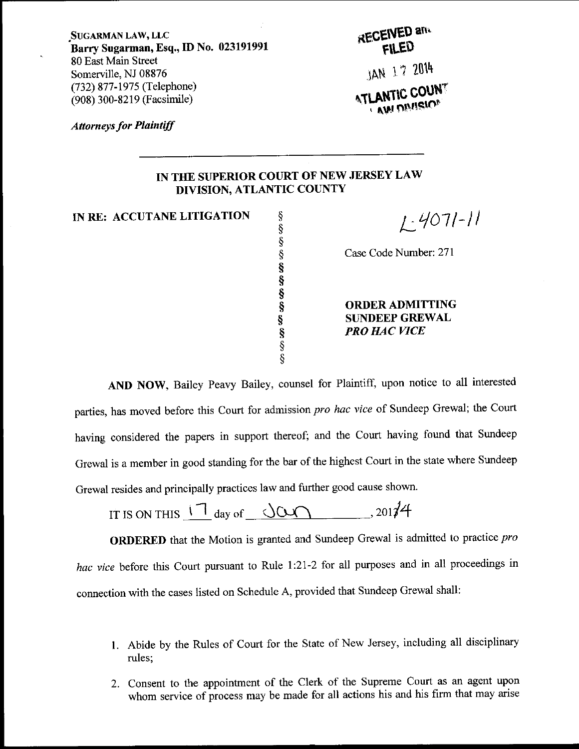SUGARMAN LAW, LLC
**Barry Sugarman, Esq., ID No. 023191991**
80 East Main Street
Somerville, NJ 08876
(732) 877-1975 (Telephone)
(908) 300-8219 (Facsimile)

RECEIVED and FILED
JAN 17 2014
ATLANTIC COUNTY LAW DIVISION

*Attorneys for Plaintiff*

---

**IN THE SUPERIOR COURT OF NEW JERSEY LAW DIVISION, ATLANTIC COUNTY**

**IN RE: ACCUTANE LITIGATION**

L-4071-11

Case Code Number: 271

**ORDER ADMITTING SUNDEEP GREWAL *PRO HAC VICE***

**AND NOW**, Bailey Peavy Bailey, counsel for Plaintiff, upon notice to all interested parties, has moved before this Court for admission *pro hac vice* of Sundeep Grewal; the Court having considered the papers in support thereof; and the Court having found that Sundeep Grewal is a member in good standing for the bar of the highest Court in the state where Sundeep Grewal resides and principally practices law and further good cause shown.

IT IS ON THIS 17 day of Jan, 2014

**ORDERED** that the Motion is granted and Sundeep Grewal is admitted to practice *pro hac vice* before this Court pursuant to Rule 1:21-2 for all purposes and in all proceedings in connection with the cases listed on Schedule A, provided that Sundeep Grewal shall:

1. Abide by the Rules of Court for the State of New Jersey, including all disciplinary rules;
2. Consent to the appointment of the Clerk of the Supreme Court as an agent upon whom service of process may be made for all actions his and his firm that may arise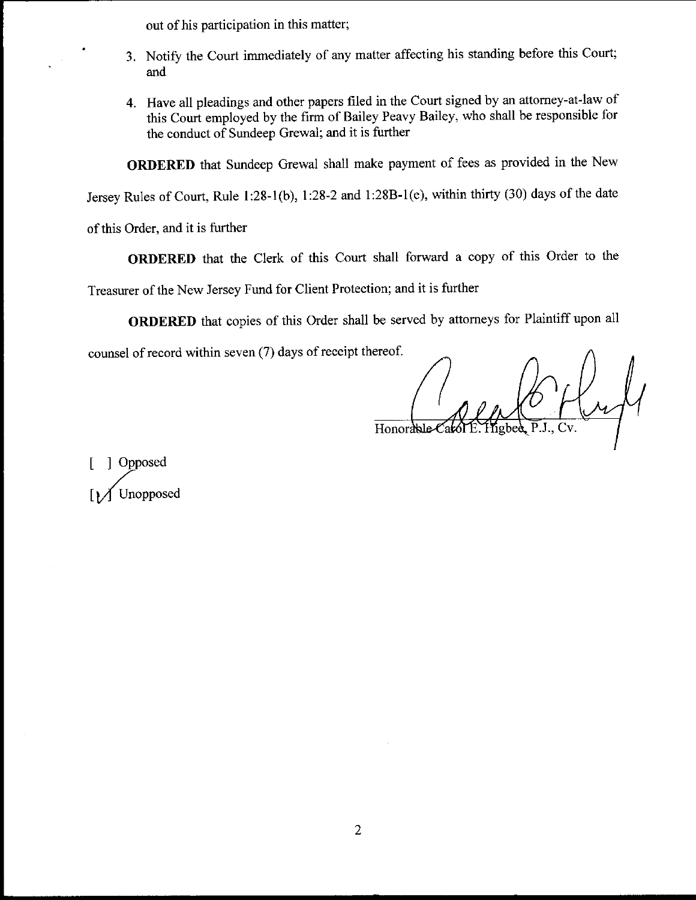out of his participation in this matter;

3. Notify the Court immediately of any matter affecting his standing before this Court; and

4. Have all pleadings and other papers filed in the Court signed by an attorney-at-law of this Court employed by the firm of Bailey Peavy Bailey, who shall be responsible for the conduct of Sundeep Grewal; and it is further

**ORDERED** that Sundeep Grewal shall make payment of fees as provided in the New Jersey Rules of Court, Rule 1:28-1(b), 1:28-2 and 1:28B-1(e), within thirty (30) days of the date of this Order, and it is further

**ORDERED** that the Clerk of this Court shall forward a copy of this Order to the Treasurer of the New Jersey Fund for Client Protection; and it is further

**ORDERED** that copies of this Order shall be served by attorneys for Plaintiff upon all counsel of record within seven (7) days of receipt thereof.

Honorable Carol E. Higbee, P.J., Cv.

[ ] Opposed

[✓] Unopposed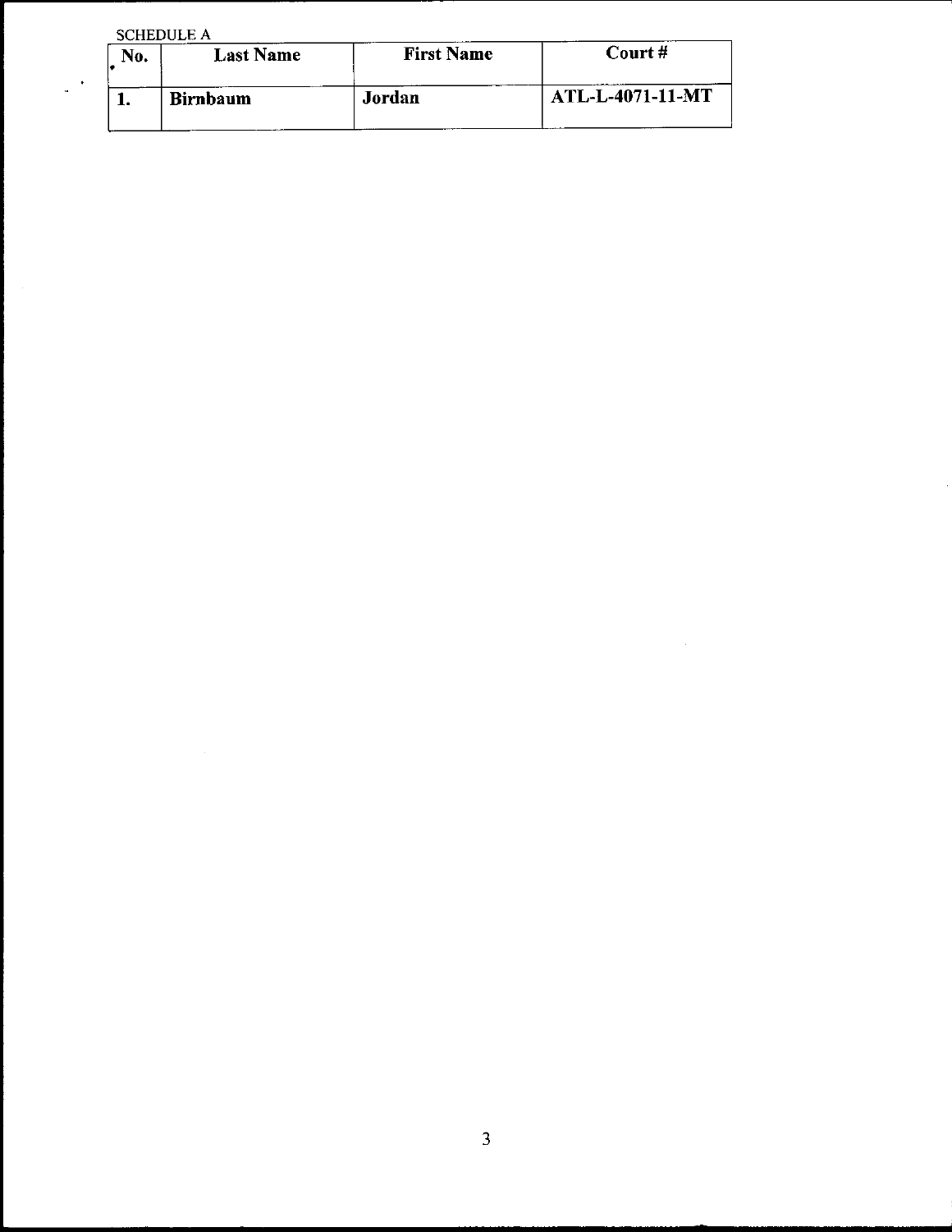SCHEDULE A

| No. | Last Name | First Name | Court # |
|---|---|---|---|
| 1. | **Birnbaum** | **Jordan** | **ATL-L-4071-11-MT** |